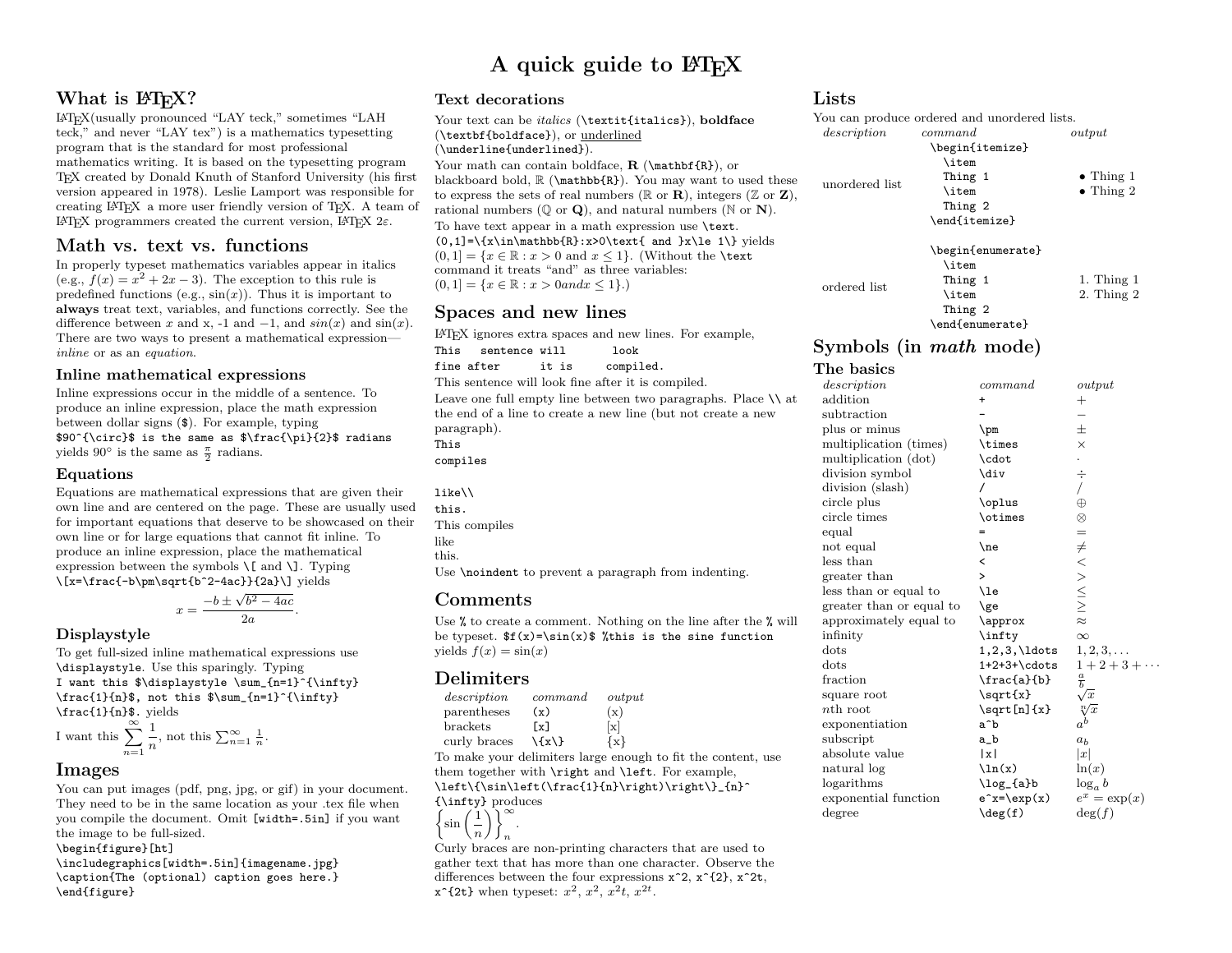# A quick guide to LaTeX

## What is LaTeX?

LaTeX(usually pronounced "LAY teck," sometimes "LAH teck," and never "LAY tex") is a mathematics typesetting program that is the standard for most professional mathematics writing. It is based on the typesetting program TeX created by Donald Knuth of Stanford University (his first version appeared in 1978). Leslie Lamport was responsible for creating LaTeX a more user friendly version of TeX. A team of LaTeX programmers created the current version, LaTeX $2\varepsilon$.

## Math vs. text vs. functions

In properly typeset mathematics variables appear in italics (e.g., $f(x) = x^2 + 2x - 3$). The exception to this rule is predefined functions (e.g., $\sin(x)$). Thus it is important to **always** treat text, variables, and functions correctly. See the difference between $x$ and x, -1 and $-1$, and $sin(x)$ and $\sin(x)$. There are two ways to present a mathematical expression—*inline* or as an *equation*.

### Inline mathematical expressions

Inline expressions occur in the middle of a sentence. To produce an inline expression, place the math expression between dollar signs ($). For example, typing
`$90^{\circ}$ is the same as $\frac{\pi}{2}$ radians`
yields $90^{\circ}$ is the same as $\frac{\pi}{2}$ radians.

### Equations

Equations are mathematical expressions that are given their own line and are centered on the page. These are usually used for important equations that deserve to be showcased on their own line or for large equations that cannot fit inline. To produce an inline expression, place the mathematical expression between the symbols `\[` and `\]`. Typing
`\[x=\frac{-b\pm\sqrt{b^2-4ac}}{2a}\]` yields

$$x = \frac{-b \pm \sqrt{b^2 - 4ac}}{2a}.$$

### Displaystyle

To get full-sized inline mathematical expressions use `\displaystyle`. Use this sparingly. Typing
`I want this $\displaystyle \sum_{n=1}^{\infty} \frac{1}{n}$, not this $\sum_{n=1}^{\infty} \frac{1}{n}$.` yields

I want this $\displaystyle \sum_{n=1}^{\infty} \frac{1}{n}$, not this $\sum_{n=1}^{\infty} \frac{1}{n}$.

## Images

You can put images (pdf, png, jpg, or gif) in your document. They need to be in the same location as your .tex file when you compile the document. Omit `[width=.5in]` if you want the image to be full-sized.

```
\begin{figure}[ht]
\includegraphics[width=.5in]{imagename.jpg}
\caption{The (optional) caption goes here.}
\end{figure}
```

### Text decorations

Your text can be *italics* (`\textit{italics}`), **boldface** (`\textbf{boldface}`), or <u>underlined</u> (`\underline{underlined}`).

Your math can contain boldface, $\mathbf{R}$ (`\mathbf{R}`), or blackboard bold, $\mathbb{R}$ (`\mathbb{R}`). You may want to used these to express the sets of real numbers ($\mathbb{R}$ or $\mathbf{R}$), integers ($\mathbb{Z}$ or $\mathbf{Z}$), rational numbers ($\mathbb{Q}$ or $\mathbf{Q}$), and natural numbers ($\mathbb{N}$ or $\mathbf{N}$).

To have text appear in a math expression use `\text`.
`(0,1]=\{x\in\mathbb{R}:x>0\text{ and }x\le 1\}` yields $(0,1] = \{x \in \mathbb{R} : x > 0 \text{ and } x \le 1\}$. (Without the `\text` command it treats "and" as three variables: $(0,1] = \{x \in \mathbb{R} : x > 0 and x \le 1\}$.)

## Spaces and new lines

LaTeX ignores extra spaces and new lines. For example,

```
This   sentence will      look
fine after      it is     compiled.
```

This sentence will look fine after it is compiled.

Leave one full empty line between two paragraphs. Place `\\` at the end of a line to create a new line (but not create a new paragraph).

```
This
compiles


like\\
this.
```

This compiles

like
this.

Use `\noindent` to prevent a paragraph from indenting.

## Comments

Use `%` to create a comment. Nothing on the line after the `%` will be typeset. `$f(x)=\sin(x)$ %this is the sine function` yields $f(x) = \sin(x)$

## Delimiters

| *description* | *command* | *output* |
|---|---|---|
| parentheses | `(x)` | $(x)$ |
| brackets | `[x]` | $[x]$ |
| curly braces | `\{x\}` | $\{x\}$ |

To make your delimiters large enough to fit the content, use them together with `\right` and `\left`. For example, `\left\{\sin\left(\frac{1}{n}\right)\right\}_{n}^{\infty}` produces

$$\left\{\sin\left(\frac{1}{n}\right)\right\}_{n}^{\infty}.$$

Curly braces are non-printing characters that are used to gather text that has more than one character. Observe the differences between the four expressions `x^2`, `x^{2}`, `x^2t`, `x^{2t}` when typeset: $x^2$, $x^{2}$, $x^2t$, $x^{2t}$.

## Lists

You can produce ordered and unordered lists.

| *description* | *command* | *output* |
|---|---|---|
| unordered list | `\begin{itemize}` `\item` `Thing 1` `\item` `Thing 2` `\end{itemize}` | • Thing 1<br>• Thing 2 |
| ordered list | `\begin{enumerate}` `\item` `Thing 1` `\item` `Thing 2` `\end{enumerate}` | 1. Thing 1<br>2. Thing 2 |

## Symbols (in *math* mode)

### The basics

| *description* | *command* | *output* |
|---|---|---|
| addition | `+` | $+$ |
| subtraction | `-` | $-$ |
| plus or minus | `\pm` | $\pm$ |
| multiplication (times) | `\times` | $\times$ |
| multiplication (dot) | `\cdot` | $\cdot$ |
| division symbol | `\div` | $\div$ |
| division (slash) | `/` | $/$ |
| circle plus | `\oplus` | $\oplus$ |
| circle times | `\otimes` | $\otimes$ |
| equal | `=` | $=$ |
| not equal | `\ne` | $\ne$ |
| less than | `<` | $<$ |
| greater than | `>` | $>$ |
| less than or equal to | `\le` | $\le$ |
| greater than or equal to | `\ge` | $\ge$ |
| approximately equal to | `\approx` | $\approx$ |
| infinity | `\infty` | $\infty$ |
| dots | `1,2,3,\ldots` | $1,2,3,\ldots$ |
| dots | `1+2+3+\cdots` | $1+2+3+\cdots$ |
| fraction | `\frac{a}{b}` | $\frac{a}{b}$ |
| square root | `\sqrt{x}` | $\sqrt{x}$ |
| $n$th root | `\sqrt[n]{x}` | $\sqrt[n]{x}$ |
| exponentiation | `a^b` | $a^b$ |
| subscript | `a_b` | $a_b$ |
| absolute value | `\|x\|` | $\|x\|$ |
| natural log | `\ln(x)` | $\ln(x)$ |
| logarithms | `\log_{a}b` | $\log_{a} b$ |
| exponential function | `e^x=\exp(x)` | $e^x = \exp(x)$ |
| degree | `\deg(f)` | $\deg(f)$ |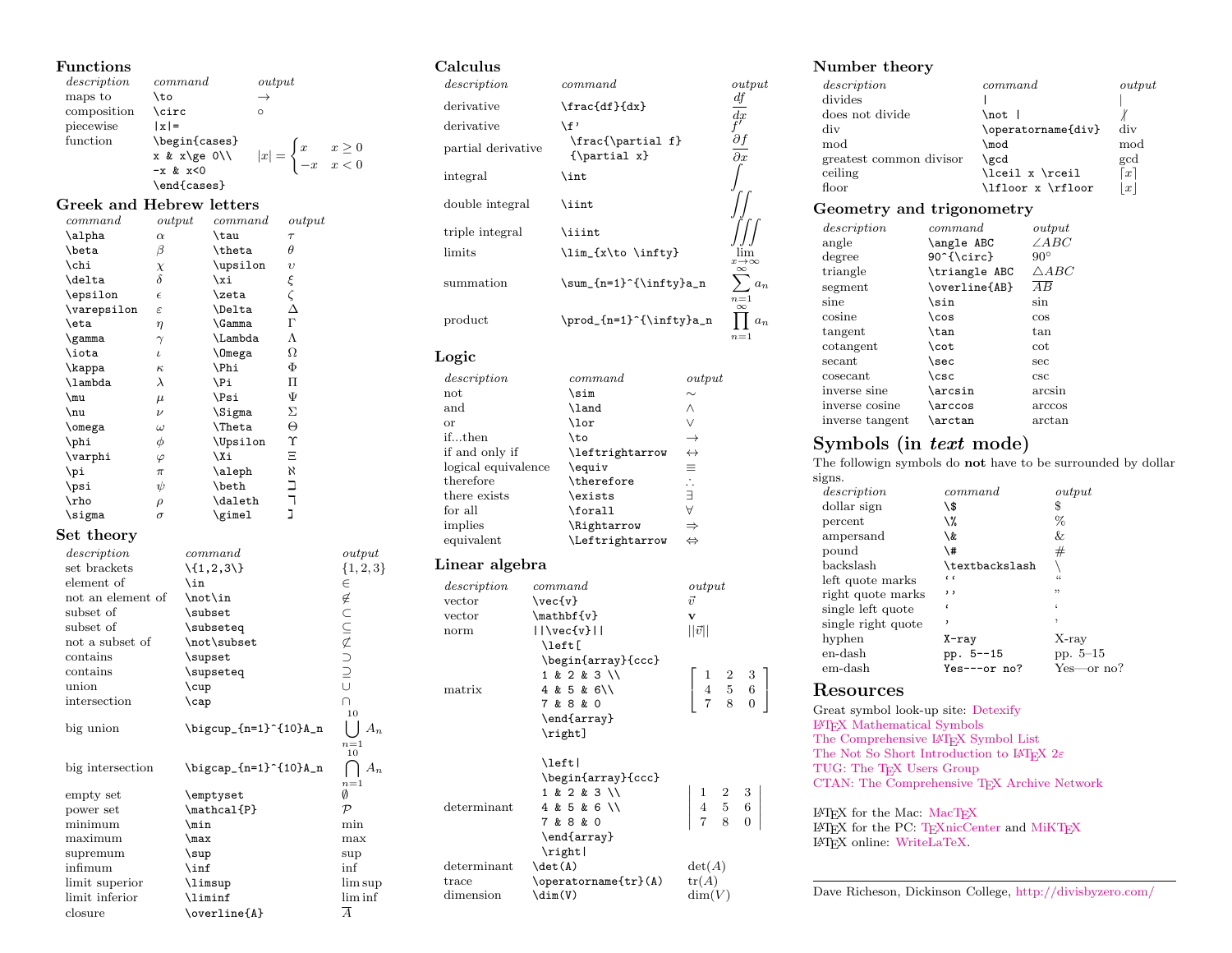## Functions

| *description* | *command* | *output* |
|---|---|---|
| maps to | `\to` | $\to$ |
| composition | `\circ` | $\circ$ |
| piecewise function | `|x|= \begin{cases} x & x\ge 0\\ -x & x<0 \end{cases}` | $|x|=\begin{cases} x & x\ge 0\\ -x & x<0 \end{cases}$ |

## Greek and Hebrew letters

| *command* | *output* | *command* | *output* |
|---|---|---|---|
| `\alpha` | $\alpha$ | `\tau` | $\tau$ |
| `\beta` | $\beta$ | `\theta` | $\theta$ |
| `\chi` | $\chi$ | `\upsilon` | $\upsilon$ |
| `\delta` | $\delta$ | `\xi` | $\xi$ |
| `\epsilon` | $\epsilon$ | `\zeta` | $\zeta$ |
| `\varepsilon` | $\varepsilon$ | `\Delta` | $\Delta$ |
| `\eta` | $\eta$ | `\Gamma` | $\Gamma$ |
| `\gamma` | $\gamma$ | `\Lambda` | $\Lambda$ |
| `\iota` | $\iota$ | `\Omega` | $\Omega$ |
| `\kappa` | $\kappa$ | `\Phi` | $\Phi$ |
| `\lambda` | $\lambda$ | `\Pi` | $\Pi$ |
| `\mu` | $\mu$ | `\Psi` | $\Psi$ |
| `\nu` | $\nu$ | `\Sigma` | $\Sigma$ |
| `\omega` | $\omega$ | `\Theta` | $\Theta$ |
| `\phi` | $\phi$ | `\Upsilon` | $\Upsilon$ |
| `\varphi` | $\varphi$ | `\Xi` | $\Xi$ |
| `\pi` | $\pi$ | `\aleph` | $\aleph$ |
| `\psi` | $\psi$ | `\beth` | $\beth$ |
| `\rho` | $\rho$ | `\daleth` | $\daleth$ |
| `\sigma` | $\sigma$ | `\gimel` | $\gimel$ |

## Set theory

| *description* | *command* | *output* |
|---|---|---|
| set brackets | `\{1,2,3\}` | $\{1,2,3\}$ |
| element of | `\in` | $\in$ |
| not an element of | `\not\in` | $\not\in$ |
| subset of | `\subset` | $\subset$ |
| subset of | `\subseteq` | $\subseteq$ |
| not a subset of | `\not\subset` | $\not\subset$ |
| contains | `\supset` | $\supset$ |
| contains | `\supseteq` | $\supseteq$ |
| union | `\cup` | $\cup$ |
| intersection | `\cap` | $\cap$ |
| big union | `\bigcup_{n=1}^{10}A_n` | $\bigcup_{n=1}^{10}A_n$ |
| big intersection | `\bigcap_{n=1}^{10}A_n` | $\bigcap_{n=1}^{10}A_n$ |
| empty set | `\emptyset` | $\emptyset$ |
| power set | `\mathcal{P}` | $\mathcal{P}$ |
| minimum | `\min` | $\min$ |
| maximum | `\max` | $\max$ |
| supremum | `\sup` | $\sup$ |
| infimum | `\inf` | $\inf$ |
| limit superior | `\limsup` | $\limsup$ |
| limit inferior | `\liminf` | $\liminf$ |
| closure | `\overline{A}` | $\overline{A}$ |

## Calculus

| *description* | *command* | *output* |
|---|---|---|
| derivative | `\frac{df}{dx}` | $\frac{df}{dx}$ |
| derivative | `\f'` | $f'$ |
| partial derivative | `\frac{\partial f}{\partial x}` | $\frac{\partial f}{\partial x}$ |
| integral | `\int` | $\int$ |
| double integral | `\iint` | $\iint$ |
| triple integral | `\iiint` | $\iiint$ |
| limits | `\lim_{x\to \infty}` | $\lim_{x\to \infty}$ |
| summation | `\sum_{n=1}^{\infty}a_n` | $\sum_{n=1}^{\infty}a_n$ |
| product | `\prod_{n=1}^{\infty}a_n` | $\prod_{n=1}^{\infty}a_n$ |

## Logic

| *description* | *command* | *output* |
|---|---|---|
| not | `\sim` | $\sim$ |
| and | `\land` | $\land$ |
| or | `\lor` | $\lor$ |
| if...then | `\to` | $\to$ |
| if and only if | `\leftrightarrow` | $\leftrightarrow$ |
| logical equivalence | `\equiv` | $\equiv$ |
| therefore | `\therefore` | $\therefore$ |
| there exists | `\exists` | $\exists$ |
| for all | `\forall` | $\forall$ |
| implies | `\Rightarrow` | $\Rightarrow$ |
| equivalent | `\Leftrightarrow` | $\Leftrightarrow$ |

## Linear algebra

| *description* | *command* | *output* |
|---|---|---|
| vector | `\vec{v}` | $\vec{v}$ |
| vector | `\mathbf{v}` | $\mathbf{v}$ |
| norm | `||\vec{v}||` | $||\vec{v}||$ |
| matrix | `\left[ \begin{array}{ccc} 1 & 2 & 3 \\ 4 & 5 & 6\\ 7 & 8 & 0 \end{array} \right]` | $\left[\begin{array}{ccc} 1 & 2 & 3 \\ 4 & 5 & 6\\ 7 & 8 & 0 \end{array}\right]$ |
| determinant | `\left| \begin{array}{ccc} 1 & 2 & 3 \\ 4 & 5 & 6 \\ 7 & 8 & 0 \end{array} \right|` | $\left|\begin{array}{ccc} 1 & 2 & 3 \\ 4 & 5 & 6\\ 7 & 8 & 0 \end{array}\right|$ |
| determinant | `\det(A)` | $\det(A)$ |
| trace | `\operatorname{tr}(A)` | $\operatorname{tr}(A)$ |
| dimension | `\dim(V)` | $\dim(V)$ |

## Number theory

| *description* | *command* | *output* |
|---|---|---|
| divides | `|` | $|$ |
| does not divide | `\not |` | $\not|$ |
| div | `\operatorname{div}` | $\operatorname{div}$ |
| mod | `\mod` | mod |
| greatest common divisor | `\gcd` | $\gcd$ |
| ceiling | `\lceil x \rceil` | $\lceil x \rceil$ |
| floor | `\lfloor x \rfloor` | $\lfloor x \rfloor$ |

## Geometry and trigonometry

| *description* | *command* | *output* |
|---|---|---|
| angle | `\angle ABC` | $\angle ABC$ |
| degree | `90^{\circ}` | $90^{\circ}$ |
| triangle | `\triangle ABC` | $\triangle ABC$ |
| segment | `\overline{AB}` | $\overline{AB}$ |
| sine | `\sin` | $\sin$ |
| cosine | `\cos` | $\cos$ |
| tangent | `\tan` | $\tan$ |
| cotangent | `\cot` | $\cot$ |
| secant | `\sec` | $\sec$ |
| cosecant | `\csc` | $\csc$ |
| inverse sine | `\arcsin` | $\arcsin$ |
| inverse cosine | `\arccos` | $\arccos$ |
| inverse tangent | `\arctan` | $\arctan$ |

## Symbols (in *text* mode)

The followign symbols do **not** have to be surrounded by dollar signs.

| *description* | *command* | *output* |
|---|---|---|
| dollar sign | `\$` | $ |
| percent | `\%` | % |
| ampersand | `\&` | & |
| pound | `\#` | # |
| backslash | `\textbackslash` | \ |
| left quote marks | ` `` ` | “ |
| right quote marks | `''` | ” |
| single left quote | `` ` `` | ‘ |
| single right quote | `'` | ’ |
| hyphen | `X-ray` | X-ray |
| en-dash | `pp. 5--15` | pp. 5–15 |
| em-dash | `Yes---or no?` | Yes—or no? |

## Resources

Great symbol look-up site: Detexify
LaTeX Mathematical Symbols
The Comprehensive LaTeX Symbol List
The Not So Short Introduction to LaTeX 2ε
TUG: The TeX Users Group
CTAN: The Comprehensive TeX Archive Network

LaTeX for the Mac: MacTeX
LaTeX for the PC: TeXnicCenter and MiKTeX
LaTeX online: WriteLaTeX.

---

Dave Richeson, Dickinson College, http://divisbyzero.com/